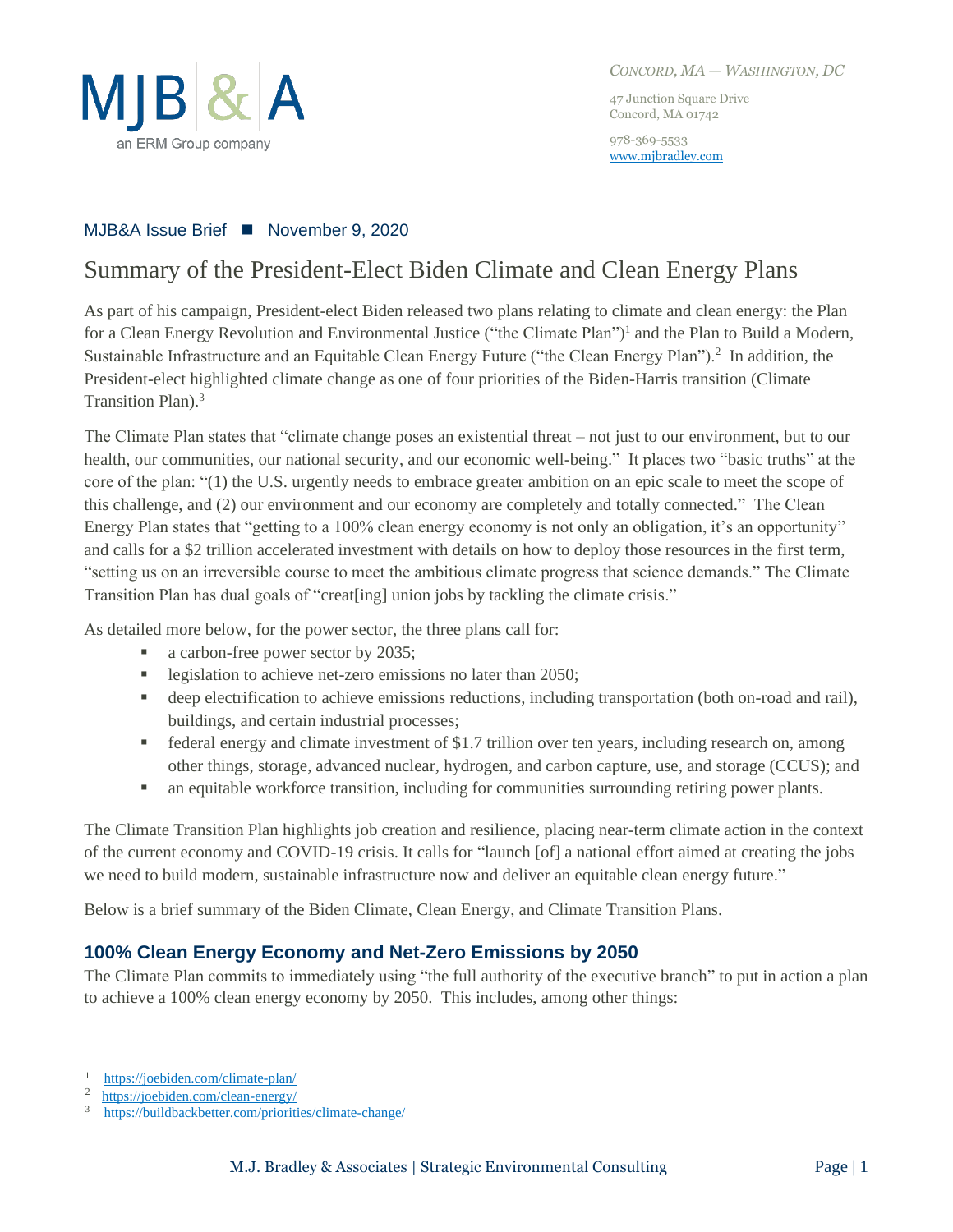MJB & A
an ERM Group company

*CONCORD, MA — WASHINGTON, DC*

47 Junction Square Drive
Concord, MA 01742

978-369-5533
www.mjbradley.com

MJB&A Issue Brief ■ November 9, 2020

# Summary of the President-Elect Biden Climate and Clean Energy Plans

As part of his campaign, President-elect Biden released two plans relating to climate and clean energy: the Plan for a Clean Energy Revolution and Environmental Justice ("the Climate Plan")[1] and the Plan to Build a Modern, Sustainable Infrastructure and an Equitable Clean Energy Future ("the Clean Energy Plan").[2] In addition, the President-elect highlighted climate change as one of four priorities of the Biden-Harris transition (Climate Transition Plan).[3]

The Climate Plan states that "climate change poses an existential threat – not just to our environment, but to our health, our communities, our national security, and our economic well-being." It places two "basic truths" at the core of the plan: "(1) the U.S. urgently needs to embrace greater ambition on an epic scale to meet the scope of this challenge, and (2) our environment and our economy are completely and totally connected." The Clean Energy Plan states that "getting to a 100% clean energy economy is not only an obligation, it's an opportunity" and calls for a $2 trillion accelerated investment with details on how to deploy those resources in the first term, "setting us on an irreversible course to meet the ambitious climate progress that science demands." The Climate Transition Plan has dual goals of "creat[ing] union jobs by tackling the climate crisis."

As detailed more below, for the power sector, the three plans call for:

- a carbon-free power sector by 2035;
- legislation to achieve net-zero emissions no later than 2050;
- deep electrification to achieve emissions reductions, including transportation (both on-road and rail), buildings, and certain industrial processes;
- federal energy and climate investment of $1.7 trillion over ten years, including research on, among other things, storage, advanced nuclear, hydrogen, and carbon capture, use, and storage (CCUS); and
- an equitable workforce transition, including for communities surrounding retiring power plants.

The Climate Transition Plan highlights job creation and resilience, placing near-term climate action in the context of the current economy and COVID-19 crisis. It calls for "launch [of] a national effort aimed at creating the jobs we need to build modern, sustainable infrastructure now and deliver an equitable clean energy future."

Below is a brief summary of the Biden Climate, Clean Energy, and Climate Transition Plans.

## 100% Clean Energy Economy and Net-Zero Emissions by 2050

The Climate Plan commits to immediately using "the full authority of the executive branch" to put in action a plan to achieve a 100% clean energy economy by 2050. This includes, among other things:

---

1 https://joebiden.com/climate-plan/
2 https://joebiden.com/clean-energy/
3 https://buildbackbetter.com/priorities/climate-change/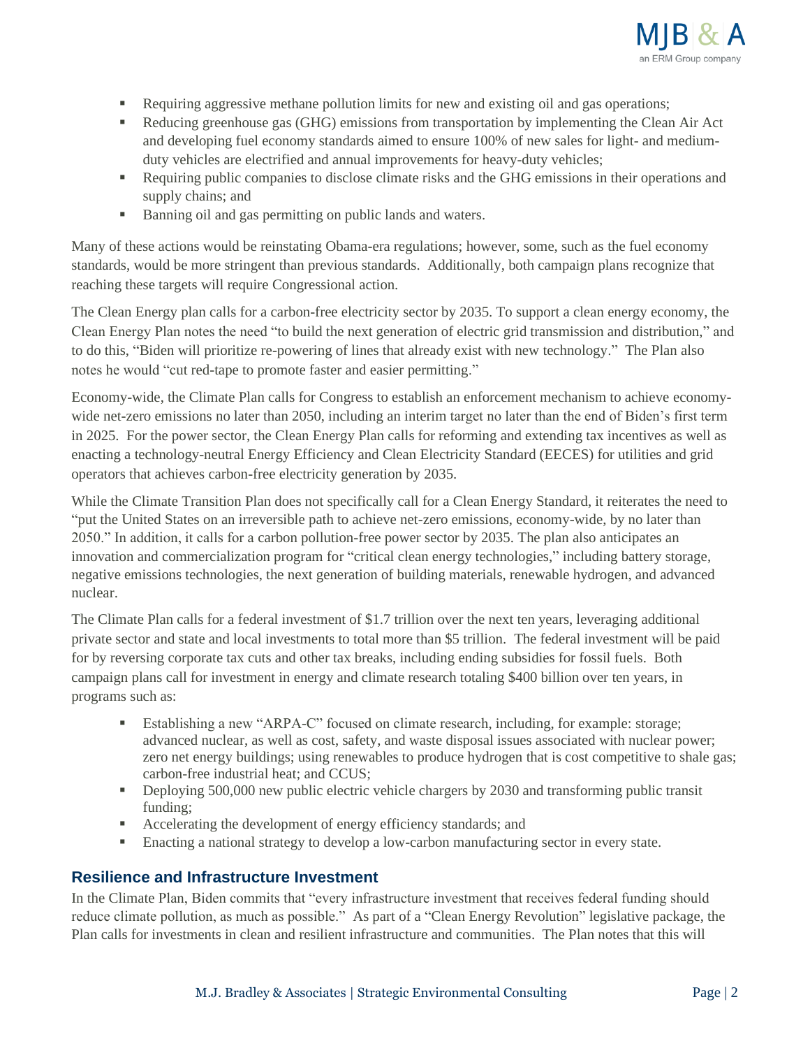- Requiring aggressive methane pollution limits for new and existing oil and gas operations;
- Reducing greenhouse gas (GHG) emissions from transportation by implementing the Clean Air Act and developing fuel economy standards aimed to ensure 100% of new sales for light- and medium-duty vehicles are electrified and annual improvements for heavy-duty vehicles;
- Requiring public companies to disclose climate risks and the GHG emissions in their operations and supply chains; and
- Banning oil and gas permitting on public lands and waters.

Many of these actions would be reinstating Obama-era regulations; however, some, such as the fuel economy standards, would be more stringent than previous standards. Additionally, both campaign plans recognize that reaching these targets will require Congressional action.

The Clean Energy plan calls for a carbon-free electricity sector by 2035. To support a clean energy economy, the Clean Energy Plan notes the need "to build the next generation of electric grid transmission and distribution," and to do this, "Biden will prioritize re-powering of lines that already exist with new technology." The Plan also notes he would "cut red-tape to promote faster and easier permitting."

Economy-wide, the Climate Plan calls for Congress to establish an enforcement mechanism to achieve economy-wide net-zero emissions no later than 2050, including an interim target no later than the end of Biden's first term in 2025. For the power sector, the Clean Energy Plan calls for reforming and extending tax incentives as well as enacting a technology-neutral Energy Efficiency and Clean Electricity Standard (EECES) for utilities and grid operators that achieves carbon-free electricity generation by 2035.

While the Climate Transition Plan does not specifically call for a Clean Energy Standard, it reiterates the need to "put the United States on an irreversible path to achieve net-zero emissions, economy-wide, by no later than 2050." In addition, it calls for a carbon pollution-free power sector by 2035. The plan also anticipates an innovation and commercialization program for "critical clean energy technologies," including battery storage, negative emissions technologies, the next generation of building materials, renewable hydrogen, and advanced nuclear.

The Climate Plan calls for a federal investment of $1.7 trillion over the next ten years, leveraging additional private sector and state and local investments to total more than $5 trillion. The federal investment will be paid for by reversing corporate tax cuts and other tax breaks, including ending subsidies for fossil fuels. Both campaign plans call for investment in energy and climate research totaling $400 billion over ten years, in programs such as:

- Establishing a new "ARPA-C" focused on climate research, including, for example: storage; advanced nuclear, as well as cost, safety, and waste disposal issues associated with nuclear power; zero net energy buildings; using renewables to produce hydrogen that is cost competitive to shale gas; carbon-free industrial heat; and CCUS;
- Deploying 500,000 new public electric vehicle chargers by 2030 and transforming public transit funding;
- Accelerating the development of energy efficiency standards; and
- Enacting a national strategy to develop a low-carbon manufacturing sector in every state.

## Resilience and Infrastructure Investment

In the Climate Plan, Biden commits that "every infrastructure investment that receives federal funding should reduce climate pollution, as much as possible." As part of a "Clean Energy Revolution" legislative package, the Plan calls for investments in clean and resilient infrastructure and communities. The Plan notes that this will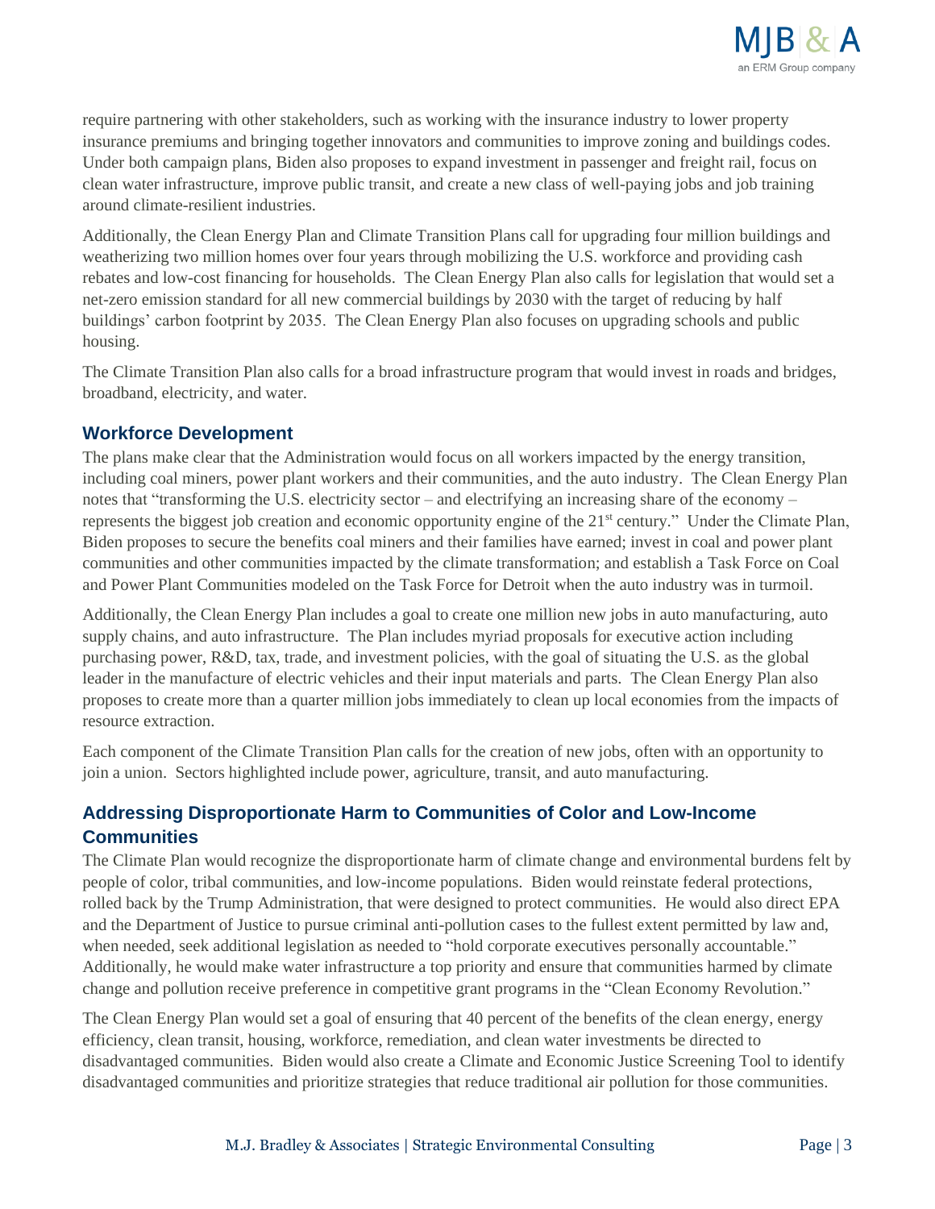require partnering with other stakeholders, such as working with the insurance industry to lower property insurance premiums and bringing together innovators and communities to improve zoning and buildings codes. Under both campaign plans, Biden also proposes to expand investment in passenger and freight rail, focus on clean water infrastructure, improve public transit, and create a new class of well-paying jobs and job training around climate-resilient industries.

Additionally, the Clean Energy Plan and Climate Transition Plans call for upgrading four million buildings and weatherizing two million homes over four years through mobilizing the U.S. workforce and providing cash rebates and low-cost financing for households. The Clean Energy Plan also calls for legislation that would set a net-zero emission standard for all new commercial buildings by 2030 with the target of reducing by half buildings' carbon footprint by 2035. The Clean Energy Plan also focuses on upgrading schools and public housing.

The Climate Transition Plan also calls for a broad infrastructure program that would invest in roads and bridges, broadband, electricity, and water.

### Workforce Development

The plans make clear that the Administration would focus on all workers impacted by the energy transition, including coal miners, power plant workers and their communities, and the auto industry. The Clean Energy Plan notes that "transforming the U.S. electricity sector – and electrifying an increasing share of the economy – represents the biggest job creation and economic opportunity engine of the 21st century." Under the Climate Plan, Biden proposes to secure the benefits coal miners and their families have earned; invest in coal and power plant communities and other communities impacted by the climate transformation; and establish a Task Force on Coal and Power Plant Communities modeled on the Task Force for Detroit when the auto industry was in turmoil.

Additionally, the Clean Energy Plan includes a goal to create one million new jobs in auto manufacturing, auto supply chains, and auto infrastructure. The Plan includes myriad proposals for executive action including purchasing power, R&D, tax, trade, and investment policies, with the goal of situating the U.S. as the global leader in the manufacture of electric vehicles and their input materials and parts. The Clean Energy Plan also proposes to create more than a quarter million jobs immediately to clean up local economies from the impacts of resource extraction.

Each component of the Climate Transition Plan calls for the creation of new jobs, often with an opportunity to join a union. Sectors highlighted include power, agriculture, transit, and auto manufacturing.

### Addressing Disproportionate Harm to Communities of Color and Low-Income Communities

The Climate Plan would recognize the disproportionate harm of climate change and environmental burdens felt by people of color, tribal communities, and low-income populations. Biden would reinstate federal protections, rolled back by the Trump Administration, that were designed to protect communities. He would also direct EPA and the Department of Justice to pursue criminal anti-pollution cases to the fullest extent permitted by law and, when needed, seek additional legislation as needed to "hold corporate executives personally accountable." Additionally, he would make water infrastructure a top priority and ensure that communities harmed by climate change and pollution receive preference in competitive grant programs in the "Clean Economy Revolution."

The Clean Energy Plan would set a goal of ensuring that 40 percent of the benefits of the clean energy, energy efficiency, clean transit, housing, workforce, remediation, and clean water investments be directed to disadvantaged communities. Biden would also create a Climate and Economic Justice Screening Tool to identify disadvantaged communities and prioritize strategies that reduce traditional air pollution for those communities.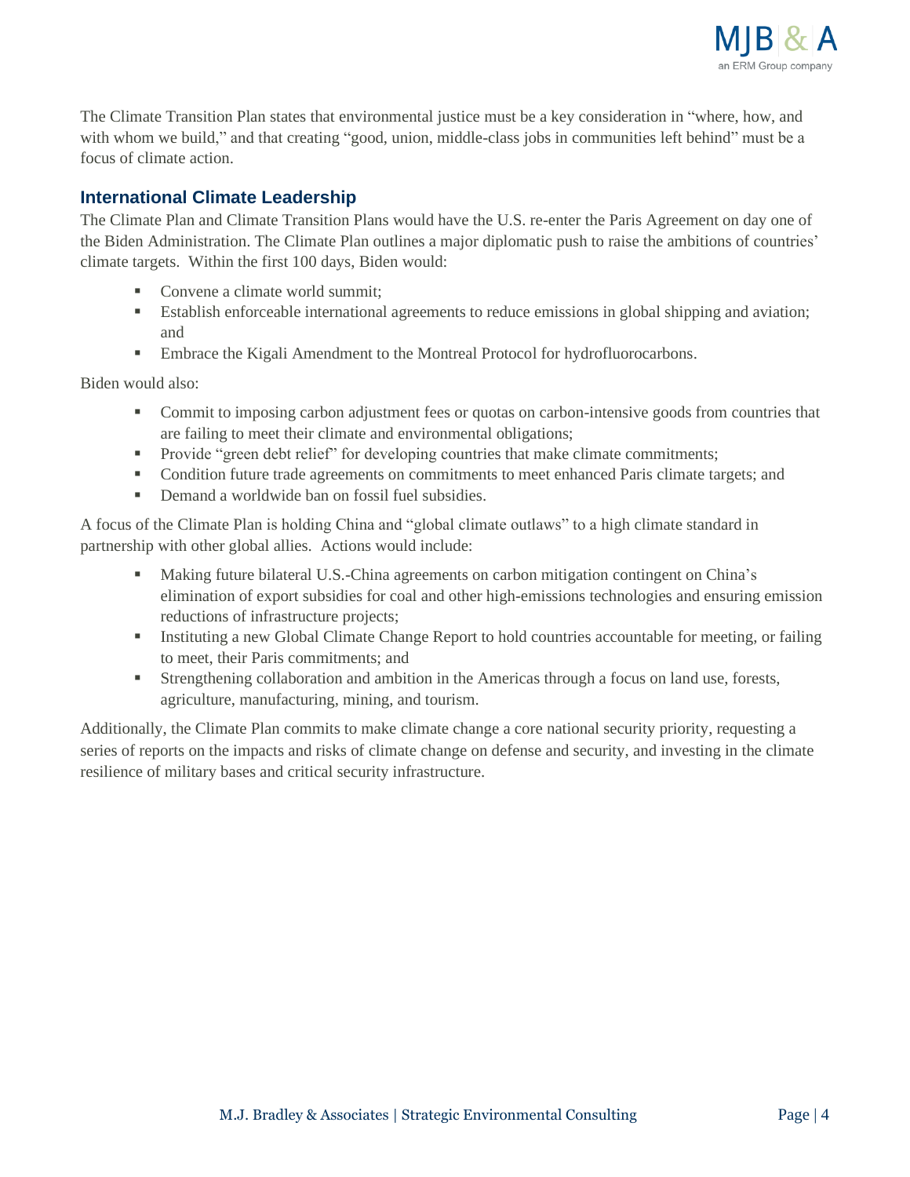The Climate Transition Plan states that environmental justice must be a key consideration in "where, how, and with whom we build," and that creating "good, union, middle-class jobs in communities left behind" must be a focus of climate action.

### International Climate Leadership

The Climate Plan and Climate Transition Plans would have the U.S. re-enter the Paris Agreement on day one of the Biden Administration. The Climate Plan outlines a major diplomatic push to raise the ambitions of countries' climate targets. Within the first 100 days, Biden would:

- Convene a climate world summit;
- Establish enforceable international agreements to reduce emissions in global shipping and aviation; and
- Embrace the Kigali Amendment to the Montreal Protocol for hydrofluorocarbons.

Biden would also:

- Commit to imposing carbon adjustment fees or quotas on carbon-intensive goods from countries that are failing to meet their climate and environmental obligations;
- Provide "green debt relief" for developing countries that make climate commitments;
- Condition future trade agreements on commitments to meet enhanced Paris climate targets; and
- Demand a worldwide ban on fossil fuel subsidies.

A focus of the Climate Plan is holding China and "global climate outlaws" to a high climate standard in partnership with other global allies. Actions would include:

- Making future bilateral U.S.-China agreements on carbon mitigation contingent on China's elimination of export subsidies for coal and other high-emissions technologies and ensuring emission reductions of infrastructure projects;
- Instituting a new Global Climate Change Report to hold countries accountable for meeting, or failing to meet, their Paris commitments; and
- Strengthening collaboration and ambition in the Americas through a focus on land use, forests, agriculture, manufacturing, mining, and tourism.

Additionally, the Climate Plan commits to make climate change a core national security priority, requesting a series of reports on the impacts and risks of climate change on defense and security, and investing in the climate resilience of military bases and critical security infrastructure.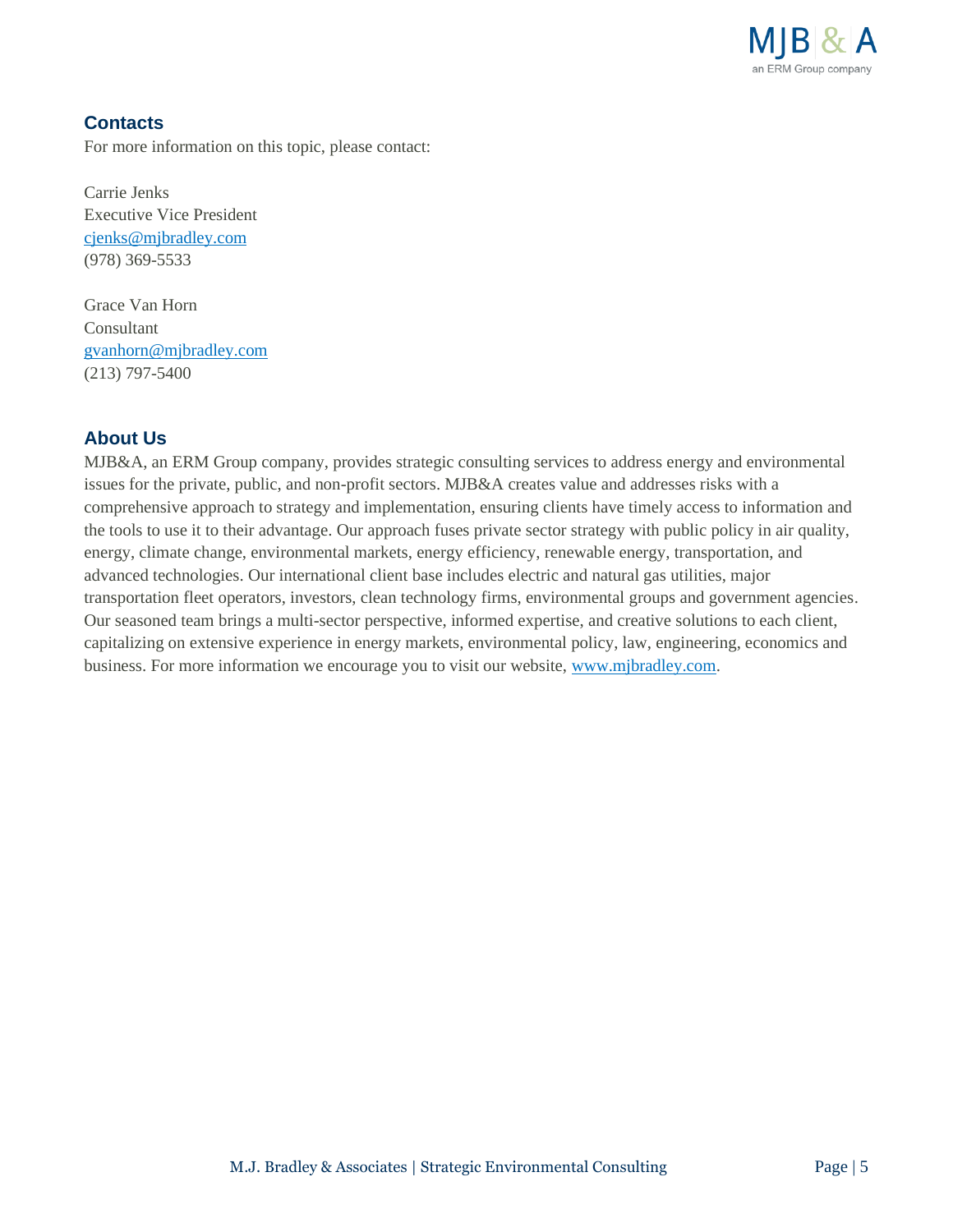## Contacts

For more information on this topic, please contact:

Carrie Jenks
Executive Vice President
cjenks@mjbradley.com
(978) 369-5533

Grace Van Horn
Consultant
gvanhorn@mjbradley.com
(213) 797-5400

## About Us

MJB&A, an ERM Group company, provides strategic consulting services to address energy and environmental issues for the private, public, and non-profit sectors. MJB&A creates value and addresses risks with a comprehensive approach to strategy and implementation, ensuring clients have timely access to information and the tools to use it to their advantage. Our approach fuses private sector strategy with public policy in air quality, energy, climate change, environmental markets, energy efficiency, renewable energy, transportation, and advanced technologies. Our international client base includes electric and natural gas utilities, major transportation fleet operators, investors, clean technology firms, environmental groups and government agencies. Our seasoned team brings a multi-sector perspective, informed expertise, and creative solutions to each client, capitalizing on extensive experience in energy markets, environmental policy, law, engineering, economics and business. For more information we encourage you to visit our website, www.mjbradley.com.